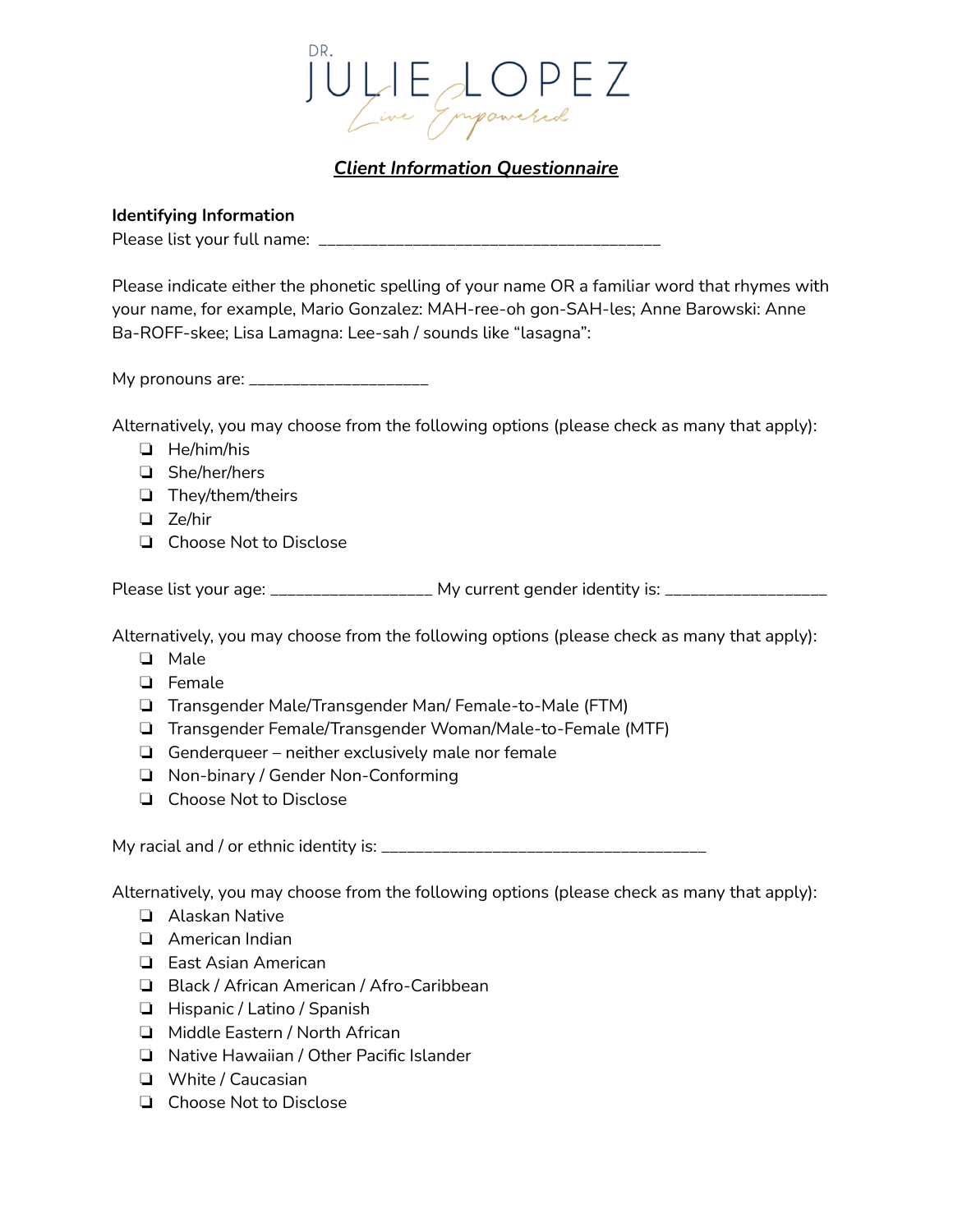DR. JULIE LOPEZ
*Live Empowered*

## ***Client Information Questionnaire***

**Identifying Information**

Please list your full name: ______________________________________

Please indicate either the phonetic spelling of your name OR a familiar word that rhymes with your name, for example, Mario Gonzalez: MAH-ree-oh gon-SAH-les; Anne Barowski: Anne Ba-ROFF-skee; Lisa Lamagna: Lee-sah / sounds like "lasagna":

My pronouns are: ____________________

Alternatively, you may choose from the following options (please check as many that apply):

- ❏ He/him/his
- ❏ She/her/hers
- ❏ They/them/theirs
- ❏ Ze/hir
- ❏ Choose Not to Disclose

Please list your age: __________________ My current gender identity is: __________________

Alternatively, you may choose from the following options (please check as many that apply):

- ❏ Male
- ❏ Female
- ❏ Transgender Male/Transgender Man/ Female-to-Male (FTM)
- ❏ Transgender Female/Transgender Woman/Male-to-Female (MTF)
- ❏ Genderqueer – neither exclusively male nor female
- ❏ Non-binary / Gender Non-Conforming
- ❏ Choose Not to Disclose

My racial and / or ethnic identity is: ____________________________________

Alternatively, you may choose from the following options (please check as many that apply):

- ❏ Alaskan Native
- ❏ American Indian
- ❏ East Asian American
- ❏ Black / African American / Afro-Caribbean
- ❏ Hispanic / Latino / Spanish
- ❏ Middle Eastern / North African
- ❏ Native Hawaiian / Other Pacific Islander
- ❏ White / Caucasian
- ❏ Choose Not to Disclose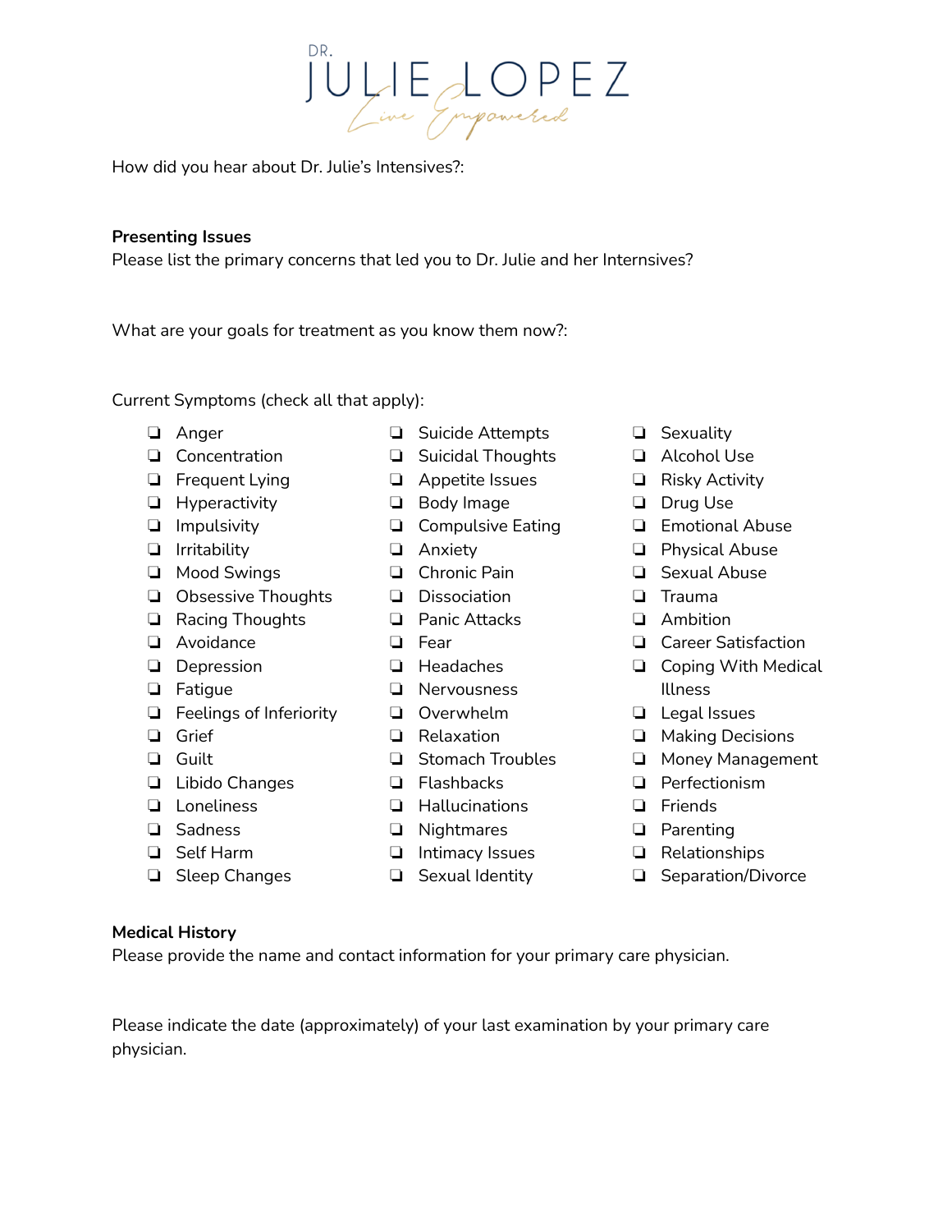DR. JULIE LOPEZ
*Live Empowered*

How did you hear about Dr. Julie's Intensives?:

**Presenting Issues**

Please list the primary concerns that led you to Dr. Julie and her Internsives?

What are your goals for treatment as you know them now?:

Current Symptoms (check all that apply):

- ❏ Anger
- ❏ Concentration
- ❏ Frequent Lying
- ❏ Hyperactivity
- ❏ Impulsivity
- ❏ Irritability
- ❏ Mood Swings
- ❏ Obsessive Thoughts
- ❏ Racing Thoughts
- ❏ Avoidance
- ❏ Depression
- ❏ Fatigue
- ❏ Feelings of Inferiority
- ❏ Grief
- ❏ Guilt
- ❏ Libido Changes
- ❏ Loneliness
- ❏ Sadness
- ❏ Self Harm
- ❏ Sleep Changes
- ❏ Suicide Attempts
- ❏ Suicidal Thoughts
- ❏ Appetite Issues
- ❏ Body Image
- ❏ Compulsive Eating
- ❏ Anxiety
- ❏ Chronic Pain
- ❏ Dissociation
- ❏ Panic Attacks
- ❏ Fear
- ❏ Headaches
- ❏ Nervousness
- ❏ Overwhelm
- ❏ Relaxation
- ❏ Stomach Troubles
- ❏ Flashbacks
- ❏ Hallucinations
- ❏ Nightmares
- ❏ Intimacy Issues
- ❏ Sexual Identity
- ❏ Sexuality
- ❏ Alcohol Use
- ❏ Risky Activity
- ❏ Drug Use
- ❏ Emotional Abuse
- ❏ Physical Abuse
- ❏ Sexual Abuse
- ❏ Trauma
- ❏ Ambition
- ❏ Career Satisfaction
- ❏ Coping With Medical Illness
- ❏ Legal Issues
- ❏ Making Decisions
- ❏ Money Management
- ❏ Perfectionism
- ❏ Friends
- ❏ Parenting
- ❏ Relationships
- ❏ Separation/Divorce

**Medical History**

Please provide the name and contact information for your primary care physician.

Please indicate the date (approximately) of your last examination by your primary care physician.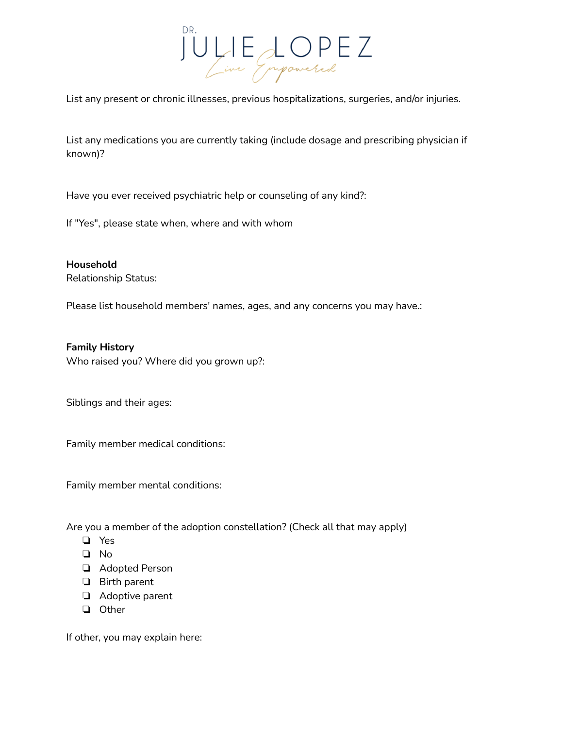List any present or chronic illnesses, previous hospitalizations, surgeries, and/or injuries.

List any medications you are currently taking (include dosage and prescribing physician if known)?

Have you ever received psychiatric help or counseling of any kind?:

If "Yes", please state when, where and with whom

**Household**

Relationship Status:

Please list household members' names, ages, and any concerns you may have.:

**Family History**

Who raised you? Where did you grown up?:

Siblings and their ages:

Family member medical conditions:

Family member mental conditions:

Are you a member of the adoption constellation? (Check all that may apply)

- ❏ Yes
- ❏ No
- ❏ Adopted Person
- ❏ Birth parent
- ❏ Adoptive parent
- ❏ Other

If other, you may explain here: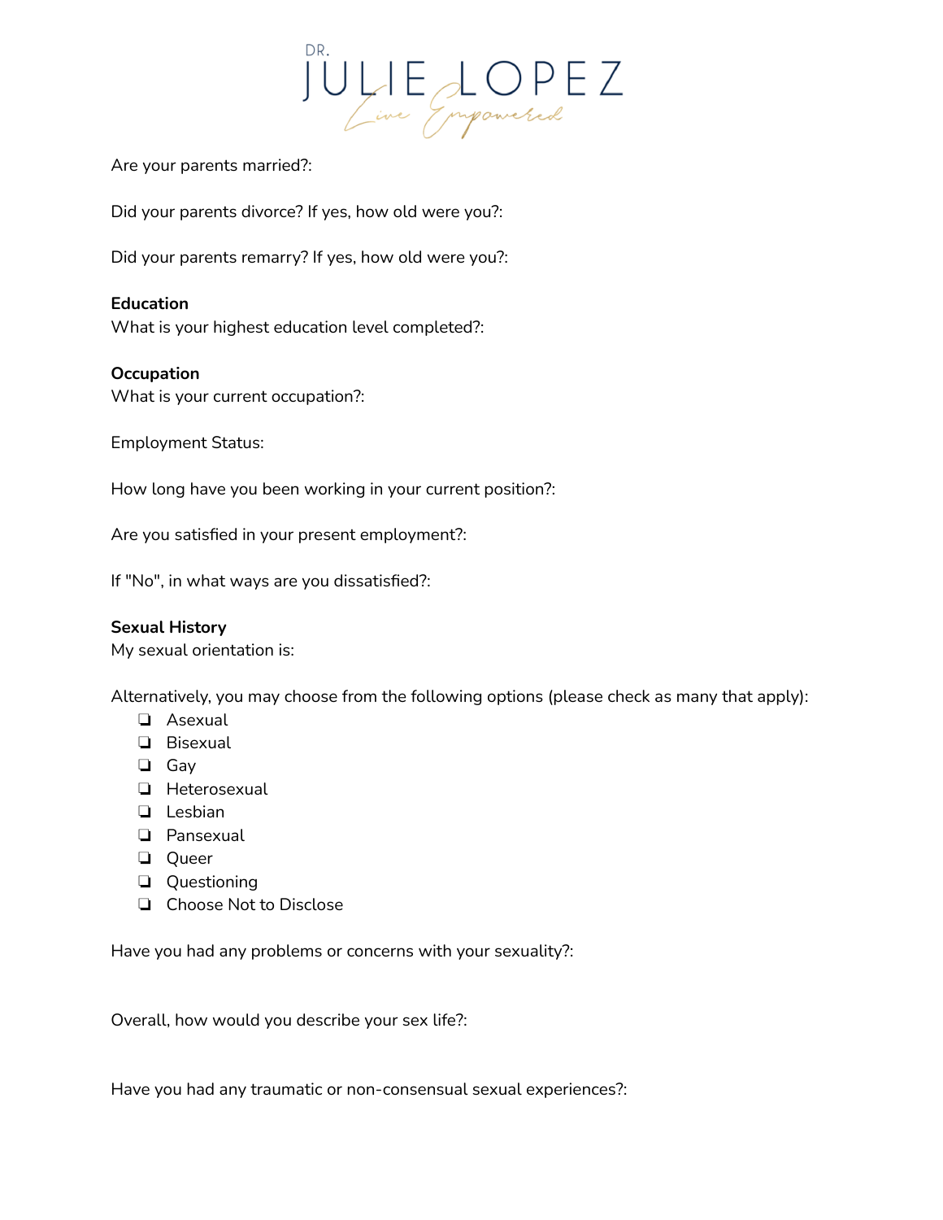Are your parents married?:

Did your parents divorce? If yes, how old were you?:

Did your parents remarry? If yes, how old were you?:

**Education**

What is your highest education level completed?:

**Occupation**

What is your current occupation?:

Employment Status:

How long have you been working in your current position?:

Are you satisfied in your present employment?:

If "No", in what ways are you dissatisfied?:

**Sexual History**

My sexual orientation is:

Alternatively, you may choose from the following options (please check as many that apply):

- ❏ Asexual
- ❏ Bisexual
- ❏ Gay
- ❏ Heterosexual
- ❏ Lesbian
- ❏ Pansexual
- ❏ Queer
- ❏ Questioning
- ❏ Choose Not to Disclose

Have you had any problems or concerns with your sexuality?:

Overall, how would you describe your sex life?:

Have you had any traumatic or non-consensual sexual experiences?: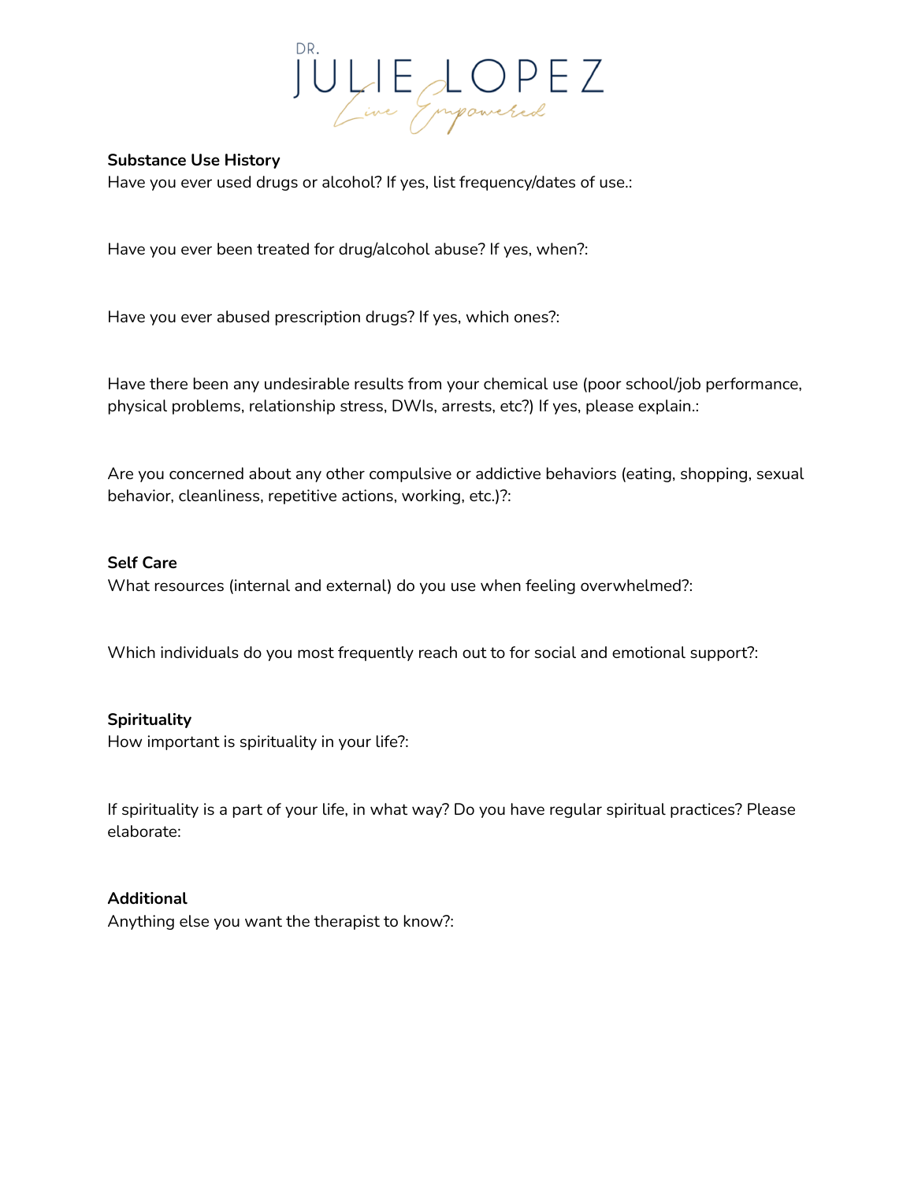**Substance Use History**

Have you ever used drugs or alcohol? If yes, list frequency/dates of use.:

Have you ever been treated for drug/alcohol abuse? If yes, when?:

Have you ever abused prescription drugs? If yes, which ones?:

Have there been any undesirable results from your chemical use (poor school/job performance, physical problems, relationship stress, DWIs, arrests, etc?) If yes, please explain.:

Are you concerned about any other compulsive or addictive behaviors (eating, shopping, sexual behavior, cleanliness, repetitive actions, working, etc.)?:

**Self Care**

What resources (internal and external) do you use when feeling overwhelmed?:

Which individuals do you most frequently reach out to for social and emotional support?:

**Spirituality**

How important is spirituality in your life?:

If spirituality is a part of your life, in what way? Do you have regular spiritual practices? Please elaborate:

**Additional**

Anything else you want the therapist to know?: